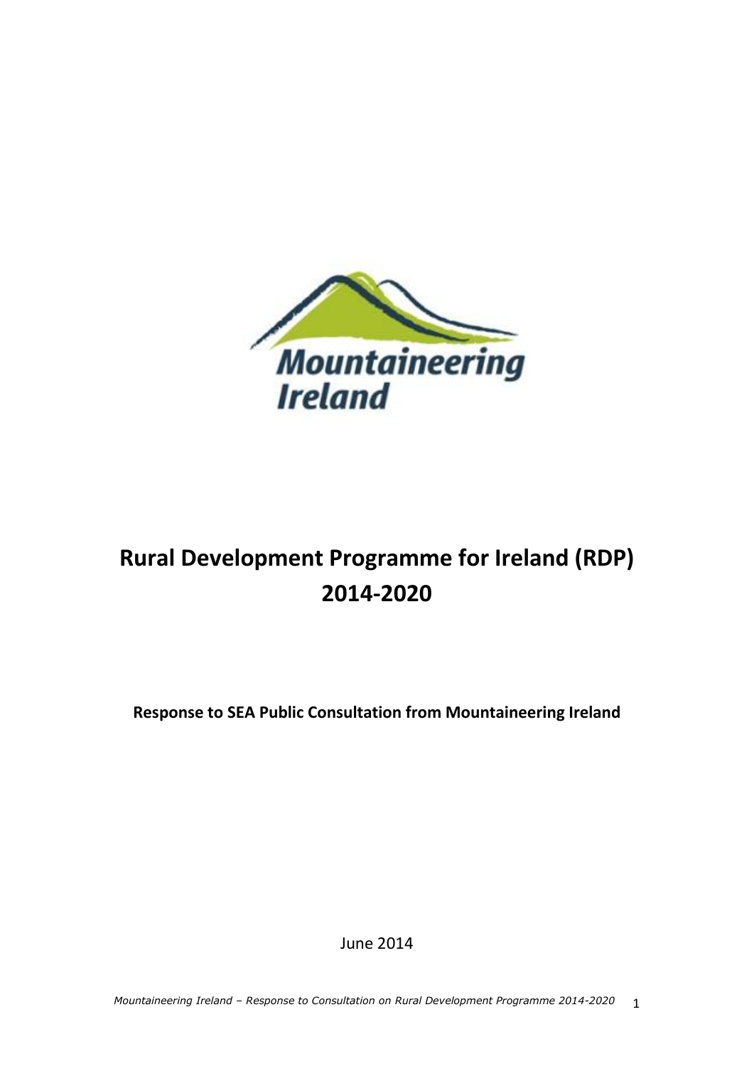Mountaineering Ireland

# Rural Development Programme for Ireland (RDP) 2014-2020

**Response to SEA Public Consultation from Mountaineering Ireland**

June 2014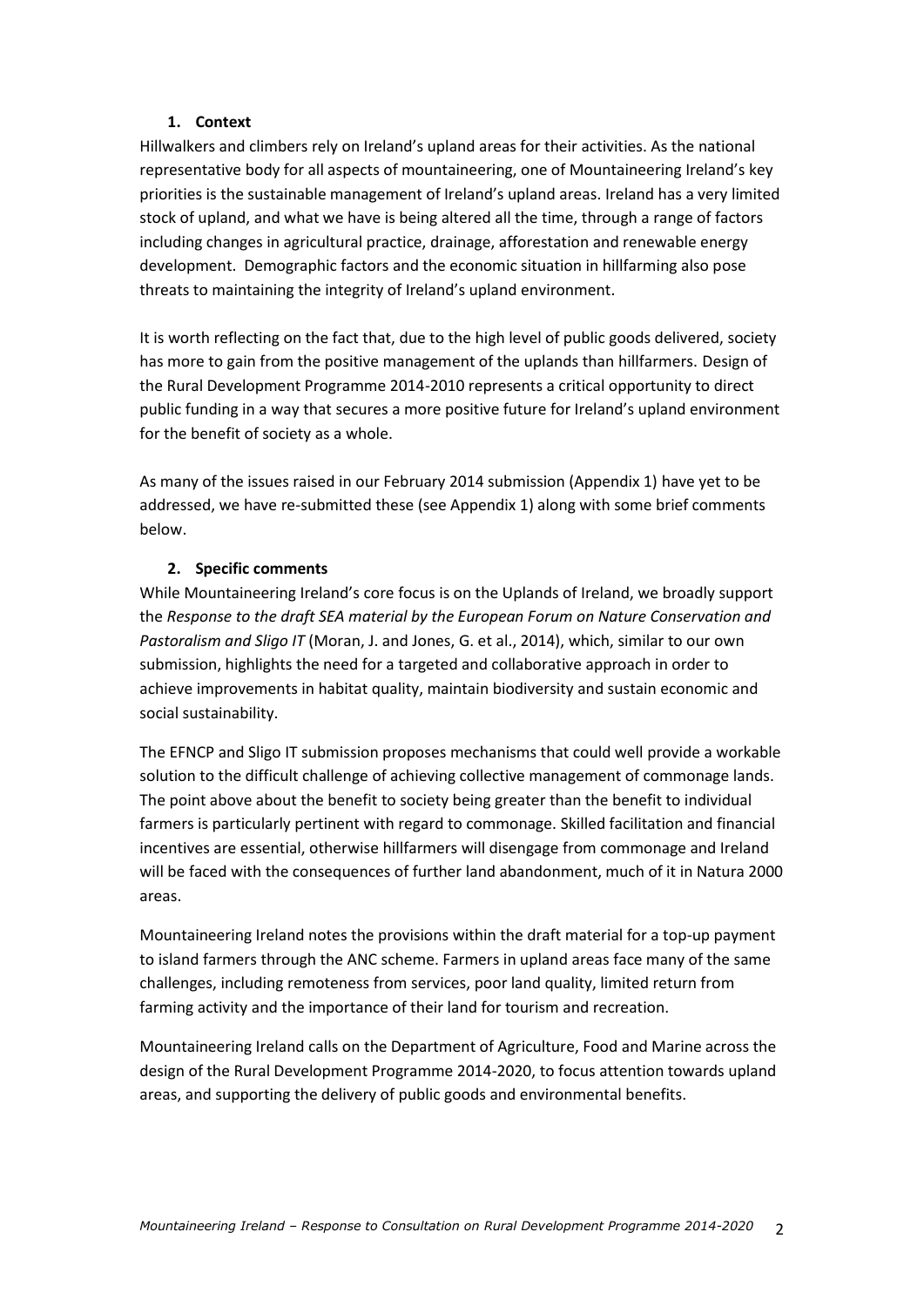## 1. Context

Hillwalkers and climbers rely on Ireland's upland areas for their activities. As the national representative body for all aspects of mountaineering, one of Mountaineering Ireland's key priorities is the sustainable management of Ireland's upland areas. Ireland has a very limited stock of upland, and what we have is being altered all the time, through a range of factors including changes in agricultural practice, drainage, afforestation and renewable energy development. Demographic factors and the economic situation in hillfarming also pose threats to maintaining the integrity of Ireland's upland environment.

It is worth reflecting on the fact that, due to the high level of public goods delivered, society has more to gain from the positive management of the uplands than hillfarmers. Design of the Rural Development Programme 2014-2010 represents a critical opportunity to direct public funding in a way that secures a more positive future for Ireland's upland environment for the benefit of society as a whole.

As many of the issues raised in our February 2014 submission (Appendix 1) have yet to be addressed, we have re-submitted these (see Appendix 1) along with some brief comments below.

## 2. Specific comments

While Mountaineering Ireland's core focus is on the Uplands of Ireland, we broadly support the *Response to the draft SEA material by the European Forum on Nature Conservation and Pastoralism and Sligo IT* (Moran, J. and Jones, G. et al., 2014), which, similar to our own submission, highlights the need for a targeted and collaborative approach in order to achieve improvements in habitat quality, maintain biodiversity and sustain economic and social sustainability.

The EFNCP and Sligo IT submission proposes mechanisms that could well provide a workable solution to the difficult challenge of achieving collective management of commonage lands. The point above about the benefit to society being greater than the benefit to individual farmers is particularly pertinent with regard to commonage. Skilled facilitation and financial incentives are essential, otherwise hillfarmers will disengage from commonage and Ireland will be faced with the consequences of further land abandonment, much of it in Natura 2000 areas.

Mountaineering Ireland notes the provisions within the draft material for a top-up payment to island farmers through the ANC scheme. Farmers in upland areas face many of the same challenges, including remoteness from services, poor land quality, limited return from farming activity and the importance of their land for tourism and recreation.

Mountaineering Ireland calls on the Department of Agriculture, Food and Marine across the design of the Rural Development Programme 2014-2020, to focus attention towards upland areas, and supporting the delivery of public goods and environmental benefits.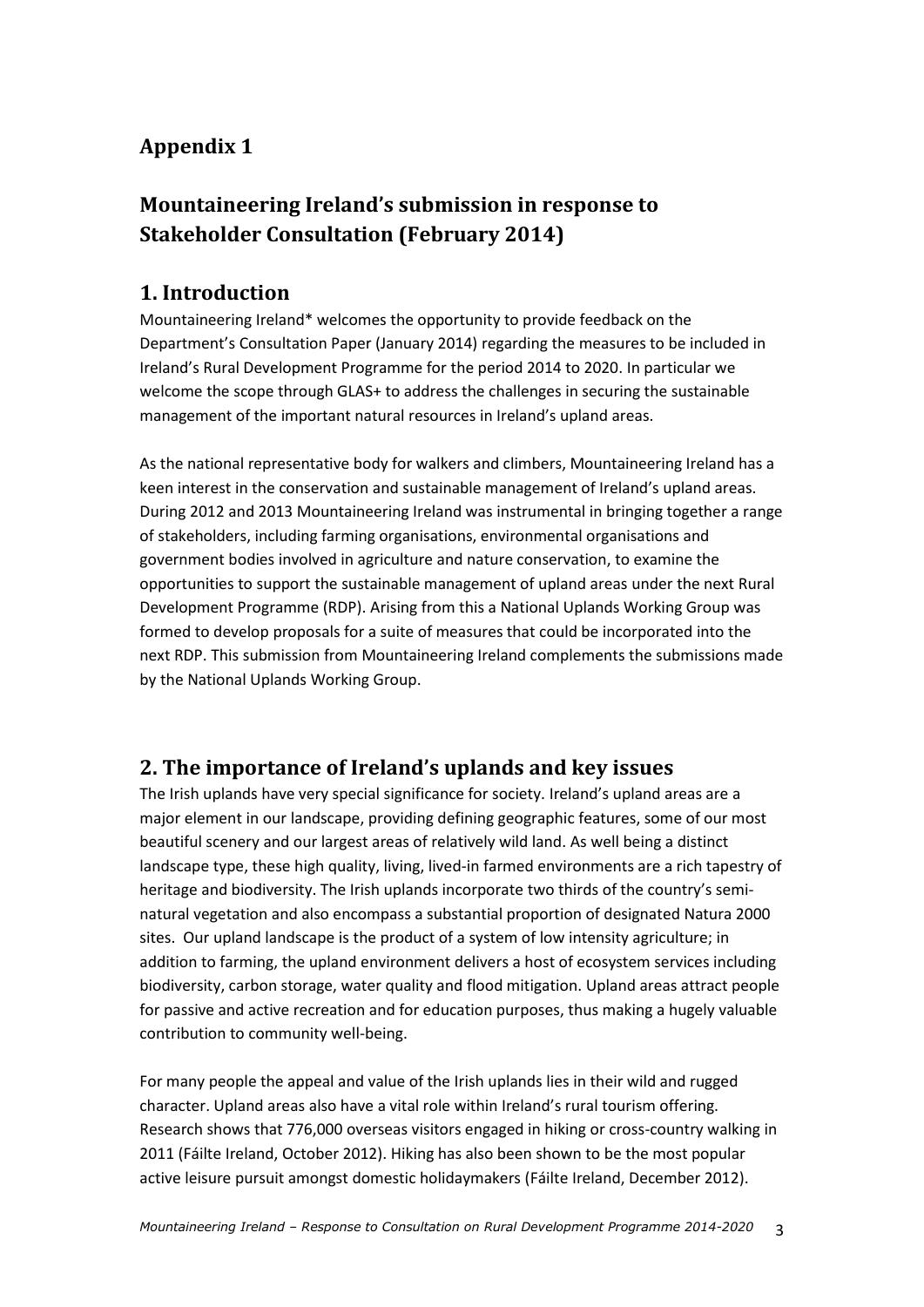# Appendix 1

# Mountaineering Ireland's submission in response to Stakeholder Consultation (February 2014)

## 1. Introduction

Mountaineering Ireland* welcomes the opportunity to provide feedback on the Department's Consultation Paper (January 2014) regarding the measures to be included in Ireland's Rural Development Programme for the period 2014 to 2020. In particular we welcome the scope through GLAS+ to address the challenges in securing the sustainable management of the important natural resources in Ireland's upland areas.

As the national representative body for walkers and climbers, Mountaineering Ireland has a keen interest in the conservation and sustainable management of Ireland's upland areas. During 2012 and 2013 Mountaineering Ireland was instrumental in bringing together a range of stakeholders, including farming organisations, environmental organisations and government bodies involved in agriculture and nature conservation, to examine the opportunities to support the sustainable management of upland areas under the next Rural Development Programme (RDP). Arising from this a National Uplands Working Group was formed to develop proposals for a suite of measures that could be incorporated into the next RDP. This submission from Mountaineering Ireland complements the submissions made by the National Uplands Working Group.

## 2. The importance of Ireland's uplands and key issues

The Irish uplands have very special significance for society. Ireland's upland areas are a major element in our landscape, providing defining geographic features, some of our most beautiful scenery and our largest areas of relatively wild land. As well being a distinct landscape type, these high quality, living, lived-in farmed environments are a rich tapestry of heritage and biodiversity. The Irish uplands incorporate two thirds of the country's semi-natural vegetation and also encompass a substantial proportion of designated Natura 2000 sites. Our upland landscape is the product of a system of low intensity agriculture; in addition to farming, the upland environment delivers a host of ecosystem services including biodiversity, carbon storage, water quality and flood mitigation. Upland areas attract people for passive and active recreation and for education purposes, thus making a hugely valuable contribution to community well-being.

For many people the appeal and value of the Irish uplands lies in their wild and rugged character. Upland areas also have a vital role within Ireland's rural tourism offering. Research shows that 776,000 overseas visitors engaged in hiking or cross-country walking in 2011 (Fáilte Ireland, October 2012). Hiking has also been shown to be the most popular active leisure pursuit amongst domestic holidaymakers (Fáilte Ireland, December 2012).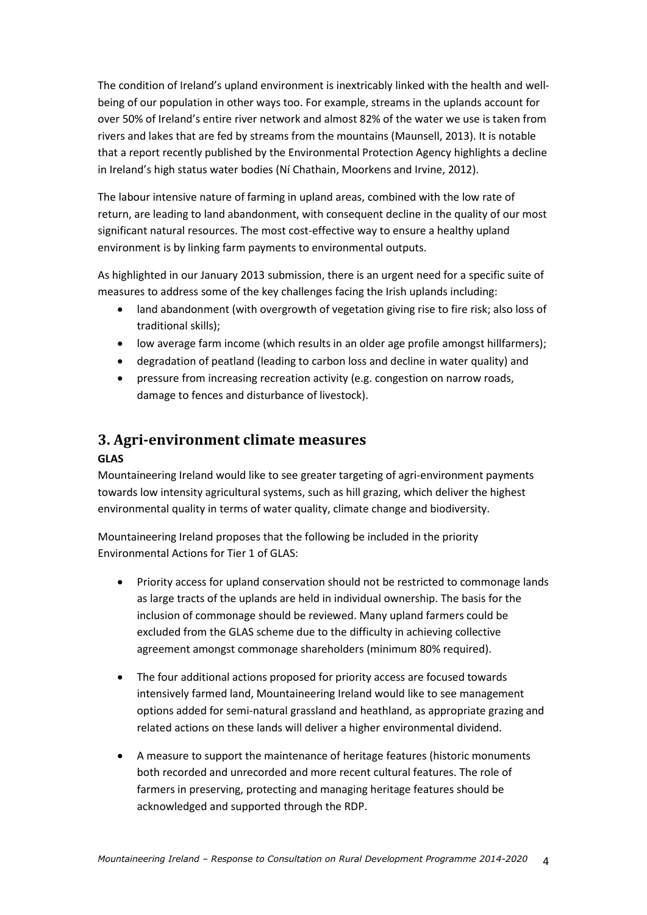The condition of Ireland's upland environment is inextricably linked with the health and well-being of our population in other ways too. For example, streams in the uplands account for over 50% of Ireland's entire river network and almost 82% of the water we use is taken from rivers and lakes that are fed by streams from the mountains (Maunsell, 2013). It is notable that a report recently published by the Environmental Protection Agency highlights a decline in Ireland's high status water bodies (Ní Chathain, Moorkens and Irvine, 2012).

The labour intensive nature of farming in upland areas, combined with the low rate of return, are leading to land abandonment, with consequent decline in the quality of our most significant natural resources. The most cost-effective way to ensure a healthy upland environment is by linking farm payments to environmental outputs.

As highlighted in our January 2013 submission, there is an urgent need for a specific suite of measures to address some of the key challenges facing the Irish uplands including:

- land abandonment (with overgrowth of vegetation giving rise to fire risk; also loss of traditional skills);
- low average farm income (which results in an older age profile amongst hillfarmers);
- degradation of peatland (leading to carbon loss and decline in water quality) and
- pressure from increasing recreation activity (e.g. congestion on narrow roads, damage to fences and disturbance of livestock).

## 3. Agri-environment climate measures

**GLAS**

Mountaineering Ireland would like to see greater targeting of agri-environment payments towards low intensity agricultural systems, such as hill grazing, which deliver the highest environmental quality in terms of water quality, climate change and biodiversity.

Mountaineering Ireland proposes that the following be included in the priority Environmental Actions for Tier 1 of GLAS:

- Priority access for upland conservation should not be restricted to commonage lands as large tracts of the uplands are held in individual ownership. The basis for the inclusion of commonage should be reviewed. Many upland farmers could be excluded from the GLAS scheme due to the difficulty in achieving collective agreement amongst commonage shareholders (minimum 80% required).

- The four additional actions proposed for priority access are focused towards intensively farmed land, Mountaineering Ireland would like to see management options added for semi-natural grassland and heathland, as appropriate grazing and related actions on these lands will deliver a higher environmental dividend.

- A measure to support the maintenance of heritage features (historic monuments both recorded and unrecorded and more recent cultural features. The role of farmers in preserving, protecting and managing heritage features should be acknowledged and supported through the RDP.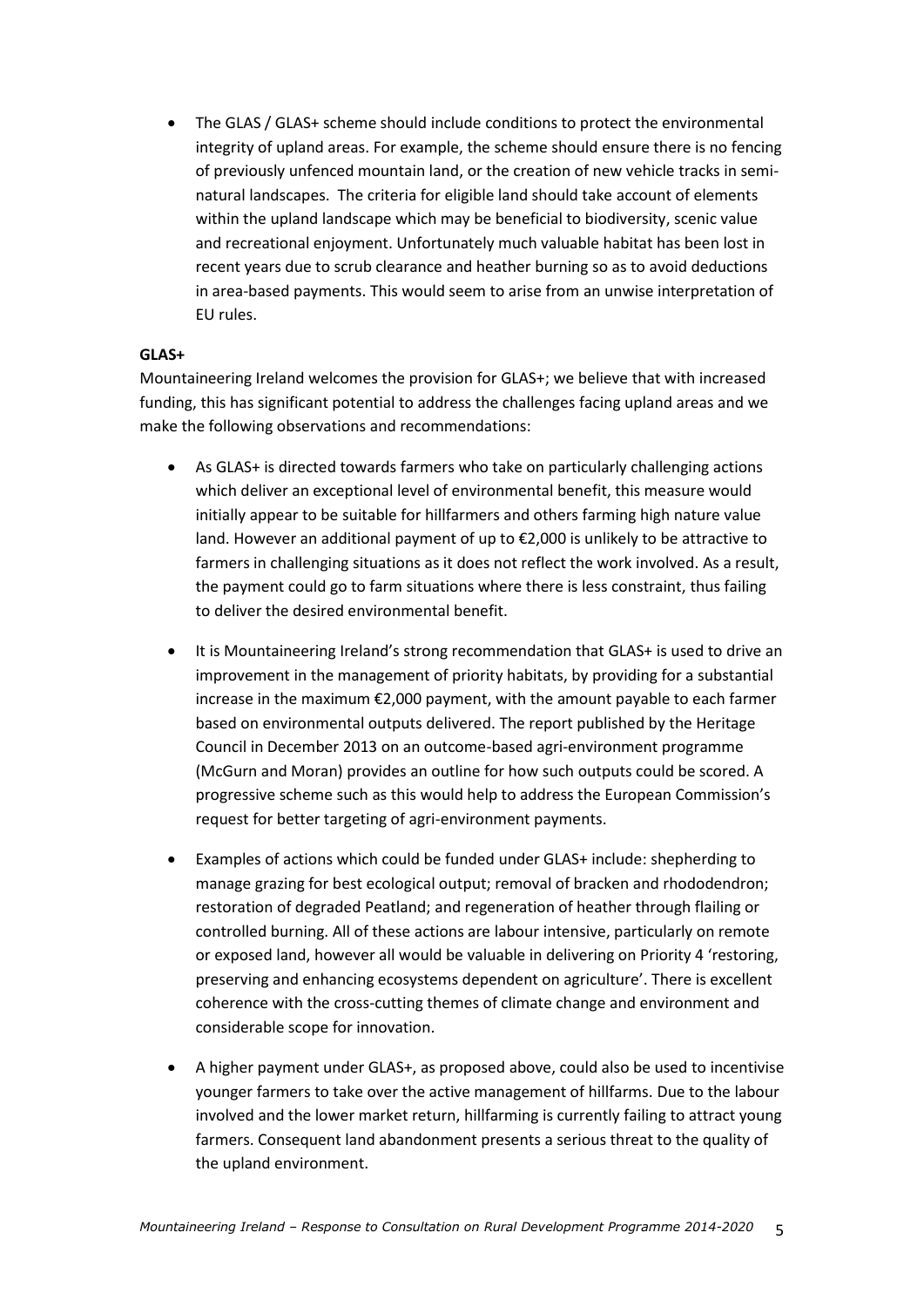- The GLAS / GLAS+ scheme should include conditions to protect the environmental integrity of upland areas. For example, the scheme should ensure there is no fencing of previously unfenced mountain land, or the creation of new vehicle tracks in semi-natural landscapes. The criteria for eligible land should take account of elements within the upland landscape which may be beneficial to biodiversity, scenic value and recreational enjoyment. Unfortunately much valuable habitat has been lost in recent years due to scrub clearance and heather burning so as to avoid deductions in area-based payments. This would seem to arise from an unwise interpretation of EU rules.

**GLAS+**

Mountaineering Ireland welcomes the provision for GLAS+; we believe that with increased funding, this has significant potential to address the challenges facing upland areas and we make the following observations and recommendations:

- As GLAS+ is directed towards farmers who take on particularly challenging actions which deliver an exceptional level of environmental benefit, this measure would initially appear to be suitable for hillfarmers and others farming high nature value land. However an additional payment of up to €2,000 is unlikely to be attractive to farmers in challenging situations as it does not reflect the work involved. As a result, the payment could go to farm situations where there is less constraint, thus failing to deliver the desired environmental benefit.

- It is Mountaineering Ireland's strong recommendation that GLAS+ is used to drive an improvement in the management of priority habitats, by providing for a substantial increase in the maximum €2,000 payment, with the amount payable to each farmer based on environmental outputs delivered. The report published by the Heritage Council in December 2013 on an outcome-based agri-environment programme (McGurn and Moran) provides an outline for how such outputs could be scored. A progressive scheme such as this would help to address the European Commission's request for better targeting of agri-environment payments.

- Examples of actions which could be funded under GLAS+ include: shepherding to manage grazing for best ecological output; removal of bracken and rhododendron; restoration of degraded Peatland; and regeneration of heather through flailing or controlled burning. All of these actions are labour intensive, particularly on remote or exposed land, however all would be valuable in delivering on Priority 4 'restoring, preserving and enhancing ecosystems dependent on agriculture'. There is excellent coherence with the cross-cutting themes of climate change and environment and considerable scope for innovation.

- A higher payment under GLAS+, as proposed above, could also be used to incentivise younger farmers to take over the active management of hillfarms. Due to the labour involved and the lower market return, hillfarming is currently failing to attract young farmers. Consequent land abandonment presents a serious threat to the quality of the upland environment.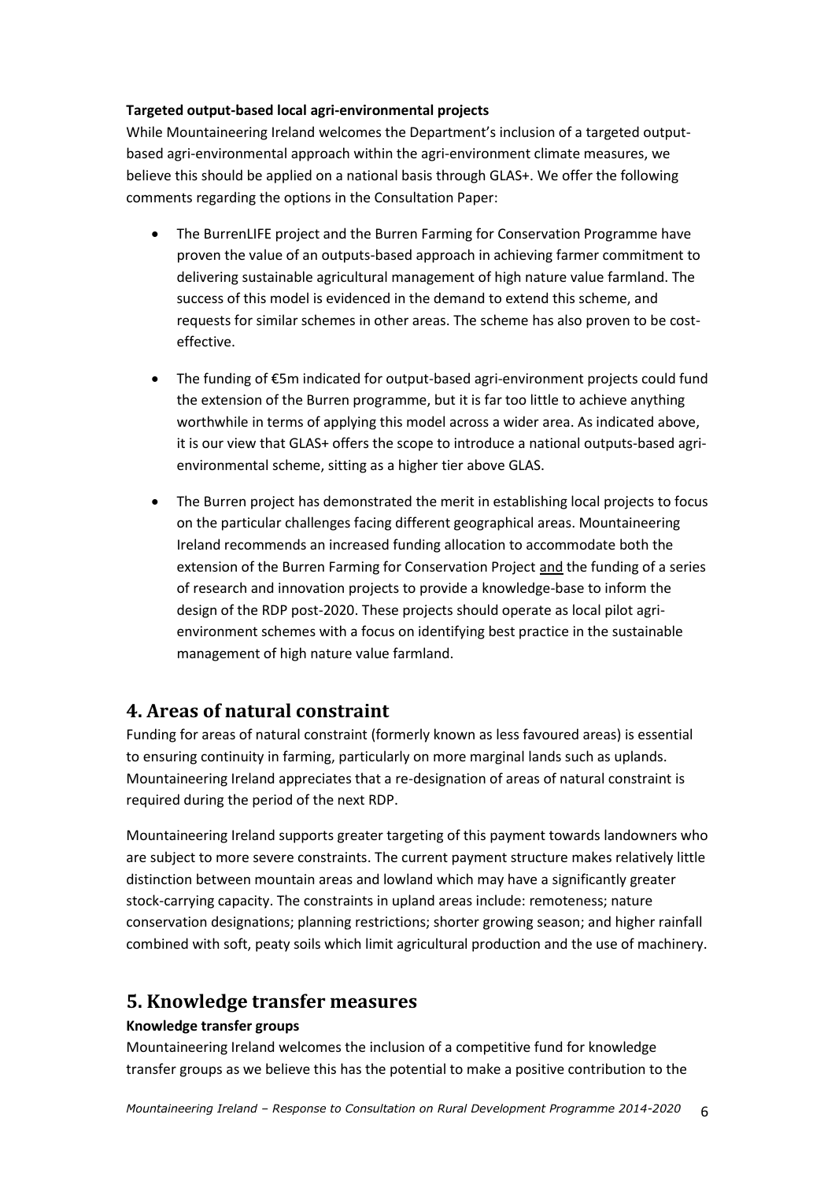**Targeted output-based local agri-environmental projects**

While Mountaineering Ireland welcomes the Department's inclusion of a targeted output-based agri-environmental approach within the agri-environment climate measures, we believe this should be applied on a national basis through GLAS+. We offer the following comments regarding the options in the Consultation Paper:

- The BurrenLIFE project and the Burren Farming for Conservation Programme have proven the value of an outputs-based approach in achieving farmer commitment to delivering sustainable agricultural management of high nature value farmland. The success of this model is evidenced in the demand to extend this scheme, and requests for similar schemes in other areas. The scheme has also proven to be cost-effective.

- The funding of €5m indicated for output-based agri-environment projects could fund the extension of the Burren programme, but it is far too little to achieve anything worthwhile in terms of applying this model across a wider area. As indicated above, it is our view that GLAS+ offers the scope to introduce a national outputs-based agri-environmental scheme, sitting as a higher tier above GLAS.

- The Burren project has demonstrated the merit in establishing local projects to focus on the particular challenges facing different geographical areas. Mountaineering Ireland recommends an increased funding allocation to accommodate both the extension of the Burren Farming for Conservation Project <u>and</u> the funding of a series of research and innovation projects to provide a knowledge-base to inform the design of the RDP post-2020. These projects should operate as local pilot agri-environment schemes with a focus on identifying best practice in the sustainable management of high nature value farmland.

## 4. Areas of natural constraint

Funding for areas of natural constraint (formerly known as less favoured areas) is essential to ensuring continuity in farming, particularly on more marginal lands such as uplands. Mountaineering Ireland appreciates that a re-designation of areas of natural constraint is required during the period of the next RDP.

Mountaineering Ireland supports greater targeting of this payment towards landowners who are subject to more severe constraints. The current payment structure makes relatively little distinction between mountain areas and lowland which may have a significantly greater stock-carrying capacity. The constraints in upland areas include: remoteness; nature conservation designations; planning restrictions; shorter growing season; and higher rainfall combined with soft, peaty soils which limit agricultural production and the use of machinery.

## 5. Knowledge transfer measures

**Knowledge transfer groups**

Mountaineering Ireland welcomes the inclusion of a competitive fund for knowledge transfer groups as we believe this has the potential to make a positive contribution to the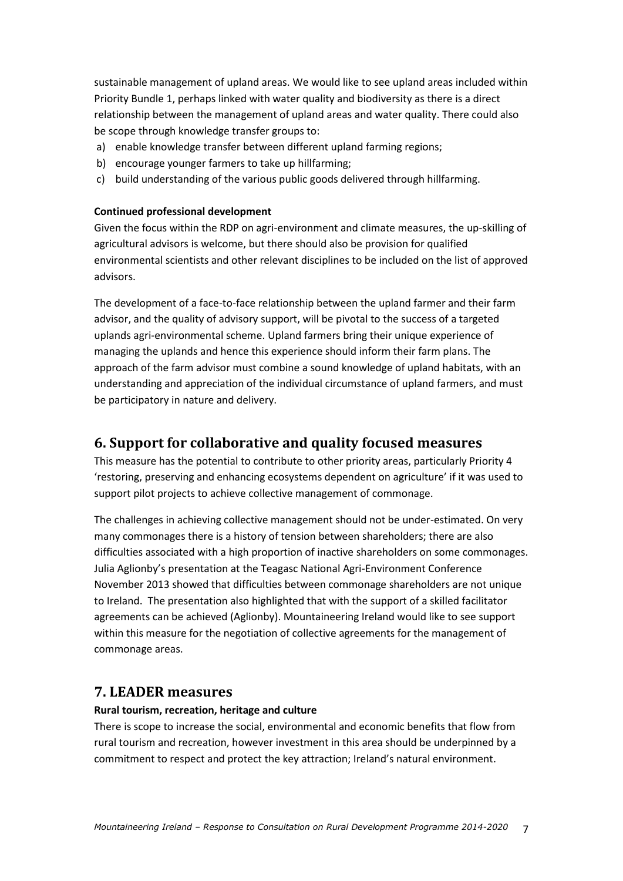sustainable management of upland areas. We would like to see upland areas included within Priority Bundle 1, perhaps linked with water quality and biodiversity as there is a direct relationship between the management of upland areas and water quality. There could also be scope through knowledge transfer groups to:

a) enable knowledge transfer between different upland farming regions;
b) encourage younger farmers to take up hillfarming;
c) build understanding of the various public goods delivered through hillfarming.

**Continued professional development**

Given the focus within the RDP on agri-environment and climate measures, the up-skilling of agricultural advisors is welcome, but there should also be provision for qualified environmental scientists and other relevant disciplines to be included on the list of approved advisors.

The development of a face-to-face relationship between the upland farmer and their farm advisor, and the quality of advisory support, will be pivotal to the success of a targeted uplands agri-environmental scheme. Upland farmers bring their unique experience of managing the uplands and hence this experience should inform their farm plans. The approach of the farm advisor must combine a sound knowledge of upland habitats, with an understanding and appreciation of the individual circumstance of upland farmers, and must be participatory in nature and delivery.

## 6. Support for collaborative and quality focused measures

This measure has the potential to contribute to other priority areas, particularly Priority 4 'restoring, preserving and enhancing ecosystems dependent on agriculture' if it was used to support pilot projects to achieve collective management of commonage.

The challenges in achieving collective management should not be under-estimated. On very many commonages there is a history of tension between shareholders; there are also difficulties associated with a high proportion of inactive shareholders on some commonages. Julia Aglionby's presentation at the Teagasc National Agri-Environment Conference November 2013 showed that difficulties between commonage shareholders are not unique to Ireland. The presentation also highlighted that with the support of a skilled facilitator agreements can be achieved (Aglionby). Mountaineering Ireland would like to see support within this measure for the negotiation of collective agreements for the management of commonage areas.

## 7. LEADER measures

**Rural tourism, recreation, heritage and culture**

There is scope to increase the social, environmental and economic benefits that flow from rural tourism and recreation, however investment in this area should be underpinned by a commitment to respect and protect the key attraction; Ireland's natural environment.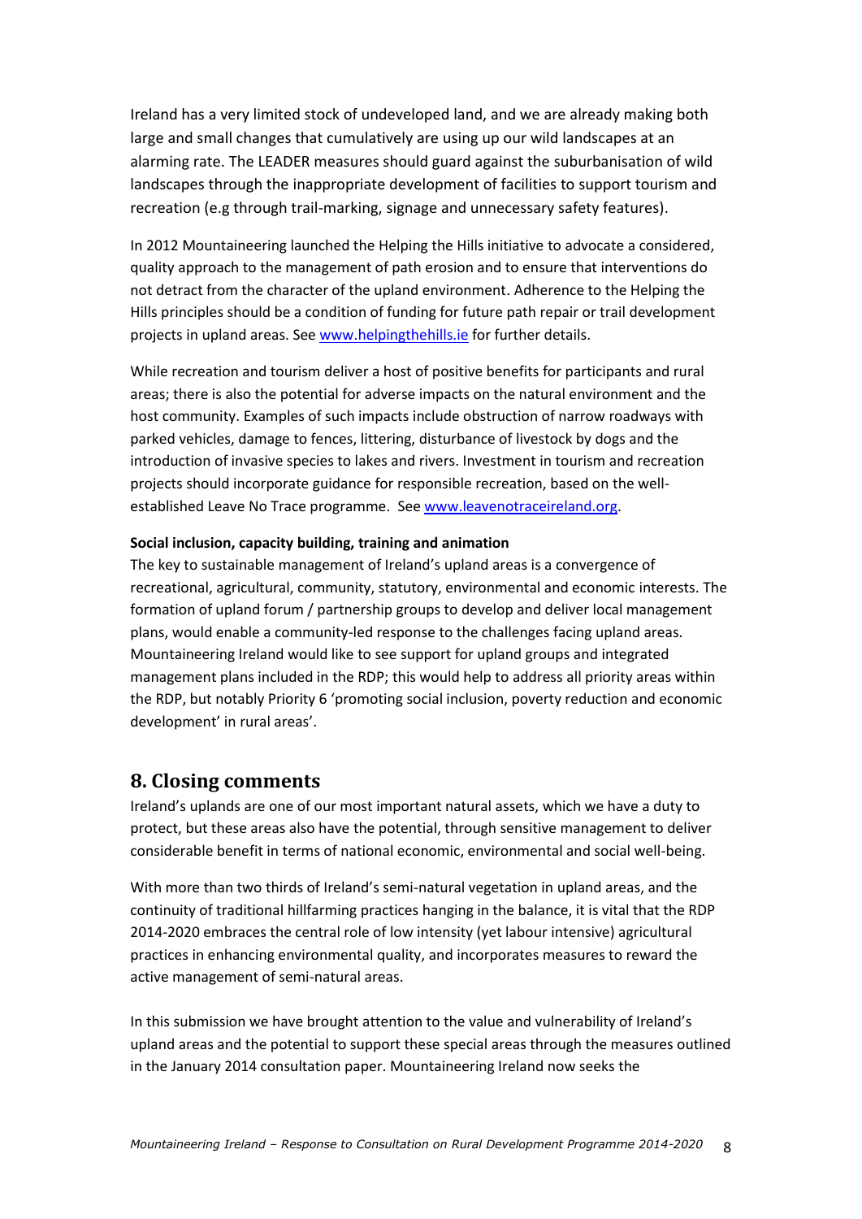Ireland has a very limited stock of undeveloped land, and we are already making both large and small changes that cumulatively are using up our wild landscapes at an alarming rate. The LEADER measures should guard against the suburbanisation of wild landscapes through the inappropriate development of facilities to support tourism and recreation (e.g through trail-marking, signage and unnecessary safety features).

In 2012 Mountaineering launched the Helping the Hills initiative to advocate a considered, quality approach to the management of path erosion and to ensure that interventions do not detract from the character of the upland environment. Adherence to the Helping the Hills principles should be a condition of funding for future path repair or trail development projects in upland areas. See [www.helpingthehills.ie](http://www.helpingthehills.ie) for further details.

While recreation and tourism deliver a host of positive benefits for participants and rural areas; there is also the potential for adverse impacts on the natural environment and the host community. Examples of such impacts include obstruction of narrow roadways with parked vehicles, damage to fences, littering, disturbance of livestock by dogs and the introduction of invasive species to lakes and rivers. Investment in tourism and recreation projects should incorporate guidance for responsible recreation, based on the well-established Leave No Trace programme. See [www.leavenotraceireland.org](http://www.leavenotraceireland.org).

**Social inclusion, capacity building, training and animation**

The key to sustainable management of Ireland's upland areas is a convergence of recreational, agricultural, community, statutory, environmental and economic interests. The formation of upland forum / partnership groups to develop and deliver local management plans, would enable a community-led response to the challenges facing upland areas. Mountaineering Ireland would like to see support for upland groups and integrated management plans included in the RDP; this would help to address all priority areas within the RDP, but notably Priority 6 'promoting social inclusion, poverty reduction and economic development' in rural areas'.

## 8. Closing comments

Ireland's uplands are one of our most important natural assets, which we have a duty to protect, but these areas also have the potential, through sensitive management to deliver considerable benefit in terms of national economic, environmental and social well-being.

With more than two thirds of Ireland's semi-natural vegetation in upland areas, and the continuity of traditional hillfarming practices hanging in the balance, it is vital that the RDP 2014-2020 embraces the central role of low intensity (yet labour intensive) agricultural practices in enhancing environmental quality, and incorporates measures to reward the active management of semi-natural areas.

In this submission we have brought attention to the value and vulnerability of Ireland's upland areas and the potential to support these special areas through the measures outlined in the January 2014 consultation paper. Mountaineering Ireland now seeks the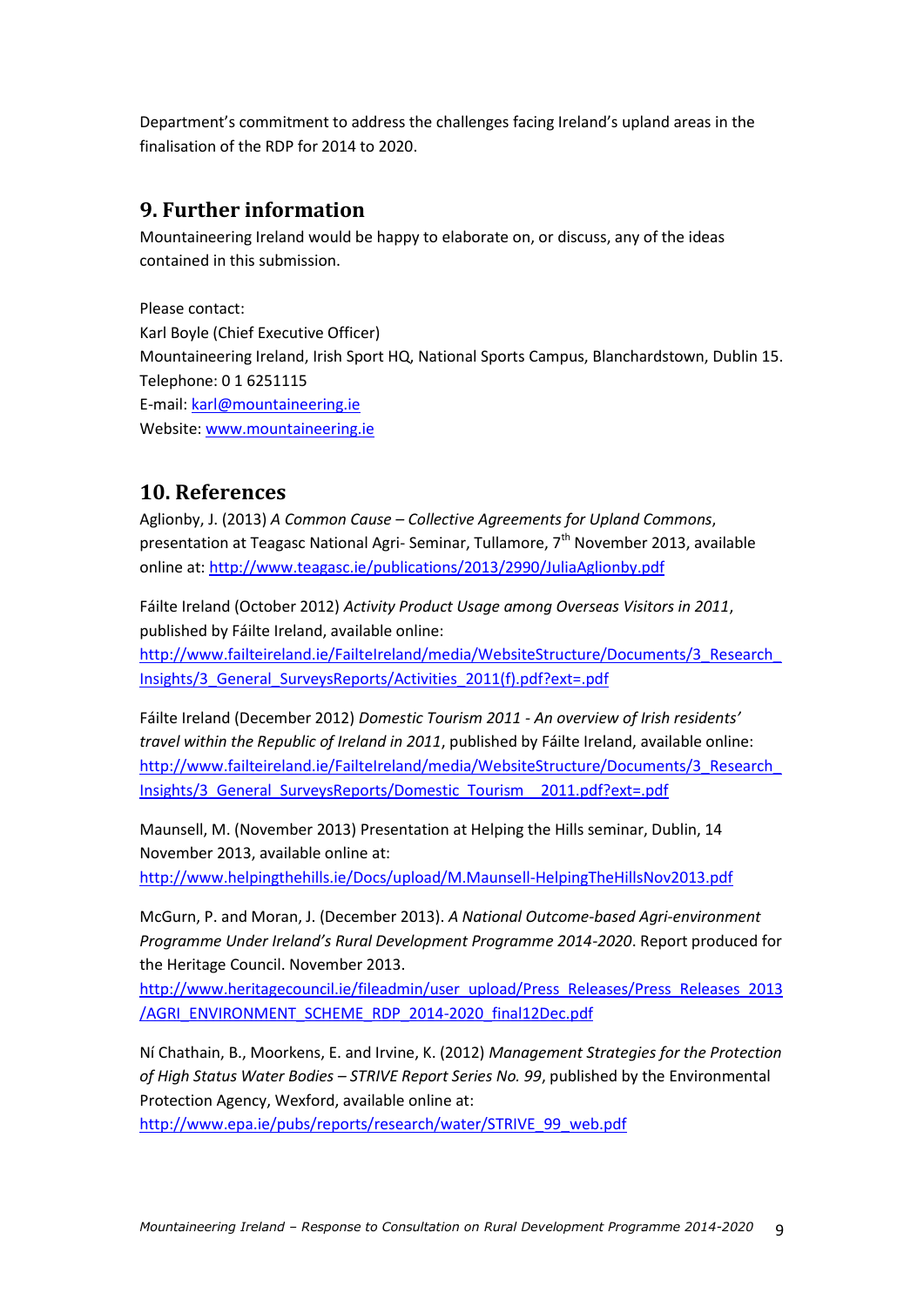Department's commitment to address the challenges facing Ireland's upland areas in the finalisation of the RDP for 2014 to 2020.

## 9. Further information

Mountaineering Ireland would be happy to elaborate on, or discuss, any of the ideas contained in this submission.

Please contact:
Karl Boyle (Chief Executive Officer)
Mountaineering Ireland, Irish Sport HQ, National Sports Campus, Blanchardstown, Dublin 15.
Telephone: 0 1 6251115
E-mail: karl@mountaineering.ie
Website: www.mountaineering.ie

## 10. References

Aglionby, J. (2013) *A Common Cause – Collective Agreements for Upland Commons*, presentation at Teagasc National Agri- Seminar, Tullamore, 7th November 2013, available online at: http://www.teagasc.ie/publications/2013/2990/JuliaAglionby.pdf

Fáilte Ireland (October 2012) *Activity Product Usage among Overseas Visitors in 2011*, published by Fáilte Ireland, available online: http://www.failteireland.ie/FailteIreland/media/WebsiteStructure/Documents/3_Research_Insights/3_General_SurveysReports/Activities_2011(f).pdf?ext=.pdf

Fáilte Ireland (December 2012) *Domestic Tourism 2011 - An overview of Irish residents' travel within the Republic of Ireland in 2011*, published by Fáilte Ireland, available online: http://www.failteireland.ie/FailteIreland/media/WebsiteStructure/Documents/3_Research_Insights/3_General_SurveysReports/Domestic_Tourism__2011.pdf?ext=.pdf

Maunsell, M. (November 2013) Presentation at Helping the Hills seminar, Dublin, 14 November 2013, available online at: http://www.helpingthehills.ie/Docs/upload/M.Maunsell-HelpingTheHillsNov2013.pdf

McGurn, P. and Moran, J. (December 2013). *A National Outcome-based Agri-environment Programme Under Ireland's Rural Development Programme 2014-2020*. Report produced for the Heritage Council. November 2013. http://www.heritagecouncil.ie/fileadmin/user_upload/Press_Releases/Press_Releases_2013/AGRI_ENVIRONMENT_SCHEME_RDP_2014-2020_final12Dec.pdf

Ní Chathain, B., Moorkens, E. and Irvine, K. (2012) *Management Strategies for the Protection of High Status Water Bodies – STRIVE Report Series No. 99*, published by the Environmental Protection Agency, Wexford, available online at: http://www.epa.ie/pubs/reports/research/water/STRIVE_99_web.pdf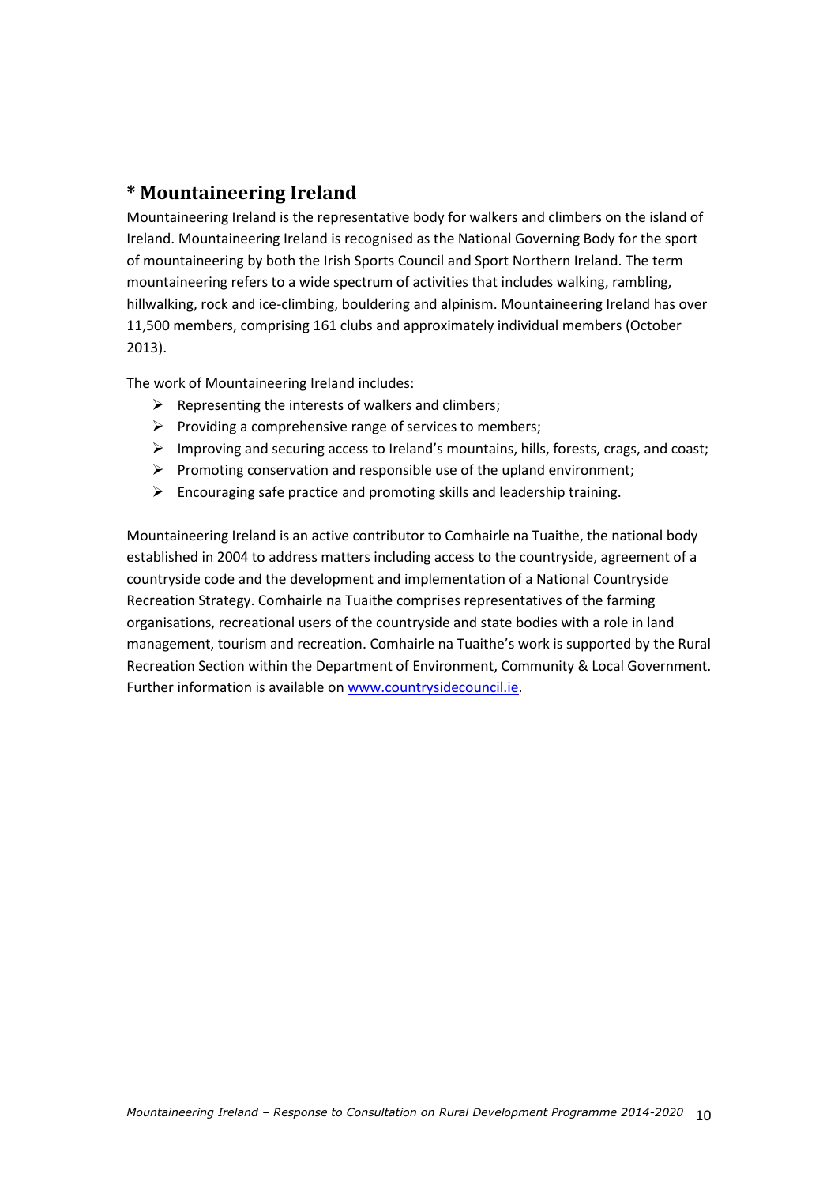## * Mountaineering Ireland

Mountaineering Ireland is the representative body for walkers and climbers on the island of Ireland. Mountaineering Ireland is recognised as the National Governing Body for the sport of mountaineering by both the Irish Sports Council and Sport Northern Ireland. The term mountaineering refers to a wide spectrum of activities that includes walking, rambling, hillwalking, rock and ice-climbing, bouldering and alpinism. Mountaineering Ireland has over 11,500 members, comprising 161 clubs and approximately individual members (October 2013).

The work of Mountaineering Ireland includes:

- Representing the interests of walkers and climbers;
- Providing a comprehensive range of services to members;
- Improving and securing access to Ireland's mountains, hills, forests, crags, and coast;
- Promoting conservation and responsible use of the upland environment;
- Encouraging safe practice and promoting skills and leadership training.

Mountaineering Ireland is an active contributor to Comhairle na Tuaithe, the national body established in 2004 to address matters including access to the countryside, agreement of a countryside code and the development and implementation of a National Countryside Recreation Strategy. Comhairle na Tuaithe comprises representatives of the farming organisations, recreational users of the countryside and state bodies with a role in land management, tourism and recreation. Comhairle na Tuaithe's work is supported by the Rural Recreation Section within the Department of Environment, Community & Local Government. Further information is available on [www.countrysidecouncil.ie](http://www.countrysidecouncil.ie).